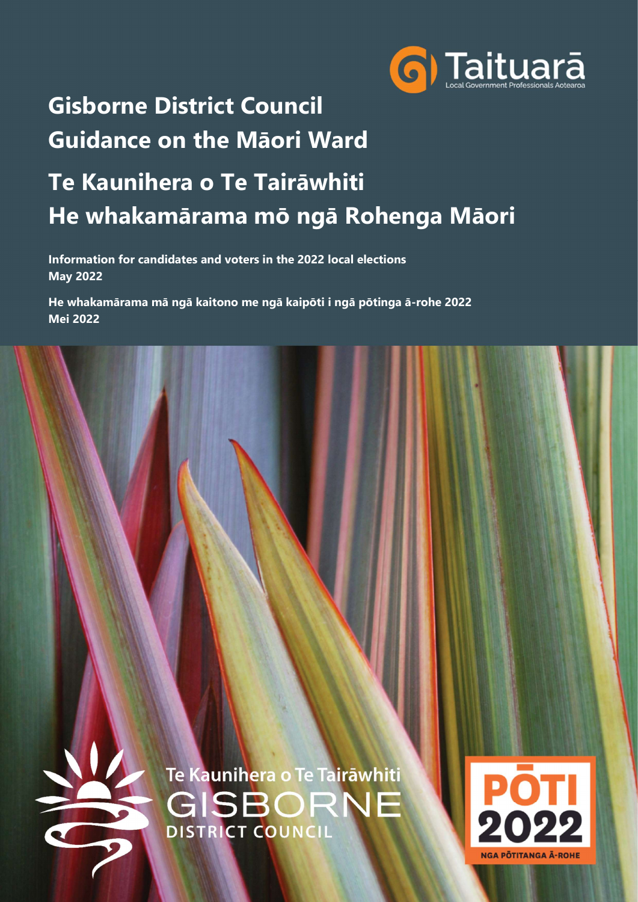Taituarā
Local Government Professionals Aotearoa

# Gisborne District Council
# Guidance on the Māori Ward

# Te Kaunihera o Te Tairāwhiti
# He whakamārama mō ngā Rohenga Māori

**Information for candidates and voters in the 2022 local elections**
**May 2022**

**He whakamārama mā ngā kaitono me ngā kaipōti i ngā pōtinga ā-rohe 2022**
**Mei 2022**

Te Kaunihera o Te Tairāwhiti
GISBORNE
DISTRICT COUNCIL

PŌTI
2022
NGA PŌTITANGA Ā-ROHE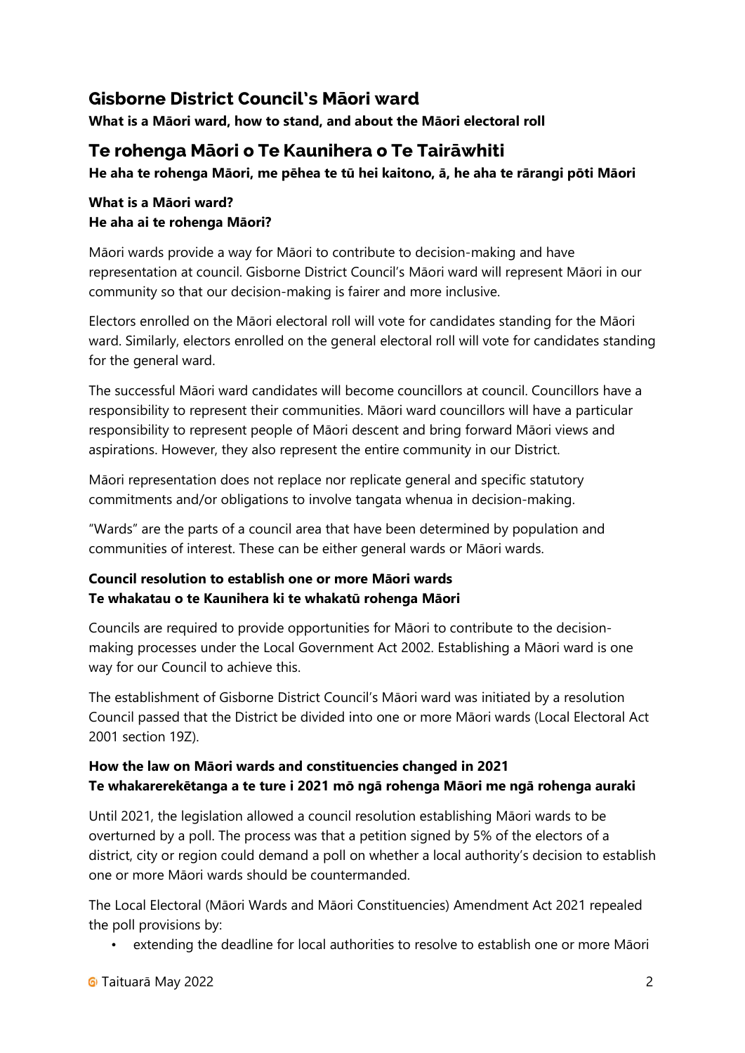## Gisborne District Council's Māori ward

**What is a Māori ward, how to stand, and about the Māori electoral roll**

## Te rohenga Māori o Te Kaunihera o Te Tairāwhiti

**He aha te rohenga Māori, me pēhea te tū hei kaitono, ā, he aha te rārangi pōti Māori**

### What is a Māori ward?
### He aha ai te rohenga Māori?

Māori wards provide a way for Māori to contribute to decision-making and have representation at council. Gisborne District Council's Māori ward will represent Māori in our community so that our decision-making is fairer and more inclusive.

Electors enrolled on the Māori electoral roll will vote for candidates standing for the Māori ward. Similarly, electors enrolled on the general electoral roll will vote for candidates standing for the general ward.

The successful Māori ward candidates will become councillors at council. Councillors have a responsibility to represent their communities. Māori ward councillors will have a particular responsibility to represent people of Māori descent and bring forward Māori views and aspirations. However, they also represent the entire community in our District.

Māori representation does not replace nor replicate general and specific statutory commitments and/or obligations to involve tangata whenua in decision-making.

"Wards" are the parts of a council area that have been determined by population and communities of interest. These can be either general wards or Māori wards.

### Council resolution to establish one or more Māori wards
### Te whakatau o te Kaunihera ki te whakatū rohenga Māori

Councils are required to provide opportunities for Māori to contribute to the decision-making processes under the Local Government Act 2002. Establishing a Māori ward is one way for our Council to achieve this.

The establishment of Gisborne District Council's Māori ward was initiated by a resolution Council passed that the District be divided into one or more Māori wards (Local Electoral Act 2001 section 19Z).

### How the law on Māori wards and constituencies changed in 2021
### Te whakarerekētanga a te ture i 2021 mō ngā rohenga Māori me ngā rohenga auraki

Until 2021, the legislation allowed a council resolution establishing Māori wards to be overturned by a poll. The process was that a petition signed by 5% of the electors of a district, city or region could demand a poll on whether a local authority's decision to establish one or more Māori wards should be countermanded.

The Local Electoral (Māori Wards and Māori Constituencies) Amendment Act 2021 repealed the poll provisions by:

- extending the deadline for local authorities to resolve to establish one or more Māori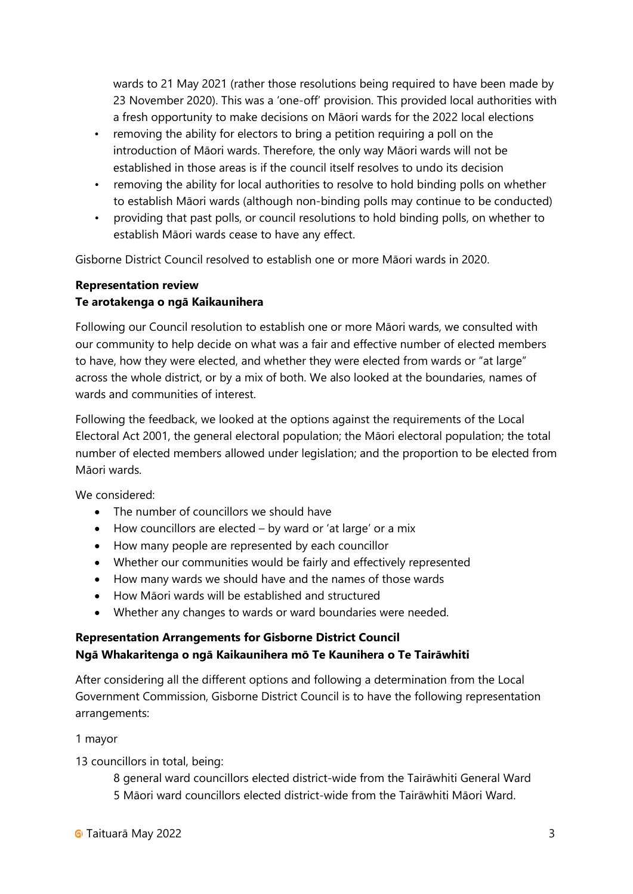wards to 21 May 2021 (rather those resolutions being required to have been made by 23 November 2020). This was a 'one-off' provision. This provided local authorities with a fresh opportunity to make decisions on Māori wards for the 2022 local elections

- removing the ability for electors to bring a petition requiring a poll on the introduction of Māori wards. Therefore, the only way Māori wards will not be established in those areas is if the council itself resolves to undo its decision
- removing the ability for local authorities to resolve to hold binding polls on whether to establish Māori wards (although non-binding polls may continue to be conducted)
- providing that past polls, or council resolutions to hold binding polls, on whether to establish Māori wards cease to have any effect.

Gisborne District Council resolved to establish one or more Māori wards in 2020.

**Representation review**
**Te arotakenga o ngā Kaikaunihera**

Following our Council resolution to establish one or more Māori wards, we consulted with our community to help decide on what was a fair and effective number of elected members to have, how they were elected, and whether they were elected from wards or "at large" across the whole district, or by a mix of both. We also looked at the boundaries, names of wards and communities of interest.

Following the feedback, we looked at the options against the requirements of the Local Electoral Act 2001, the general electoral population; the Māori electoral population; the total number of elected members allowed under legislation; and the proportion to be elected from Māori wards.

We considered:

- The number of councillors we should have
- How councillors are elected – by ward or 'at large' or a mix
- How many people are represented by each councillor
- Whether our communities would be fairly and effectively represented
- How many wards we should have and the names of those wards
- How Māori wards will be established and structured
- Whether any changes to wards or ward boundaries were needed.

**Representation Arrangements for Gisborne District Council**
**Ngā Whakaritenga o ngā Kaikaunihera mō Te Kaunihera o Te Tairāwhiti**

After considering all the different options and following a determination from the Local Government Commission, Gisborne District Council is to have the following representation arrangements:

1 mayor

13 councillors in total, being:

8 general ward councillors elected district-wide from the Tairāwhiti General Ward
5 Māori ward councillors elected district-wide from the Tairāwhiti Māori Ward.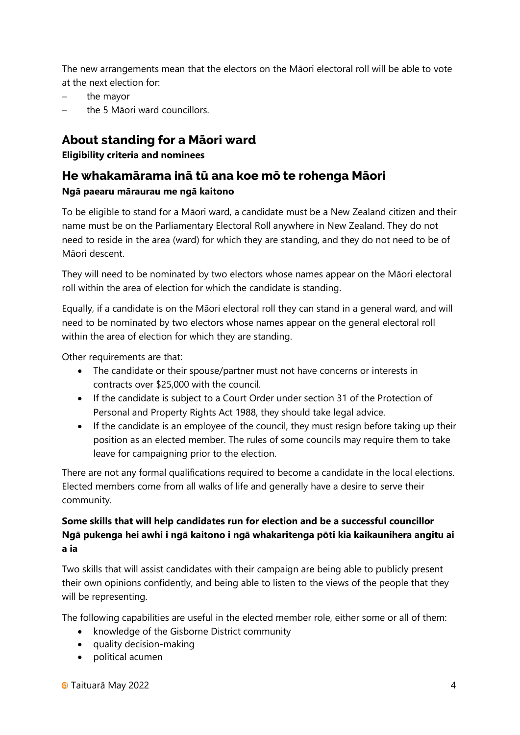The new arrangements mean that the electors on the Māori electoral roll will be able to vote at the next election for:

- the mayor
- the 5 Māori ward councillors.

## About standing for a Māori ward

**Eligibility criteria and nominees**

## He whakamārama inā tū ana koe mō te rohenga Māori

**Ngā paearu māraurau me ngā kaitono**

To be eligible to stand for a Māori ward, a candidate must be a New Zealand citizen and their name must be on the Parliamentary Electoral Roll anywhere in New Zealand. They do not need to reside in the area (ward) for which they are standing, and they do not need to be of Māori descent.

They will need to be nominated by two electors whose names appear on the Māori electoral roll within the area of election for which the candidate is standing.

Equally, if a candidate is on the Māori electoral roll they can stand in a general ward, and will need to be nominated by two electors whose names appear on the general electoral roll within the area of election for which they are standing.

Other requirements are that:

- The candidate or their spouse/partner must not have concerns or interests in contracts over $25,000 with the council.
- If the candidate is subject to a Court Order under section 31 of the Protection of Personal and Property Rights Act 1988, they should take legal advice.
- If the candidate is an employee of the council, they must resign before taking up their position as an elected member. The rules of some councils may require them to take leave for campaigning prior to the election.

There are not any formal qualifications required to become a candidate in the local elections. Elected members come from all walks of life and generally have a desire to serve their community.

**Some skills that will help candidates run for election and be a successful councillor**
**Ngā pukenga hei awhi i ngā kaitono i ngā whakaritenga pōti kia kaikaunihera angitu ai a ia**

Two skills that will assist candidates with their campaign are being able to publicly present their own opinions confidently, and being able to listen to the views of the people that they will be representing.

The following capabilities are useful in the elected member role, either some or all of them:

- knowledge of the Gisborne District community
- quality decision-making
- political acumen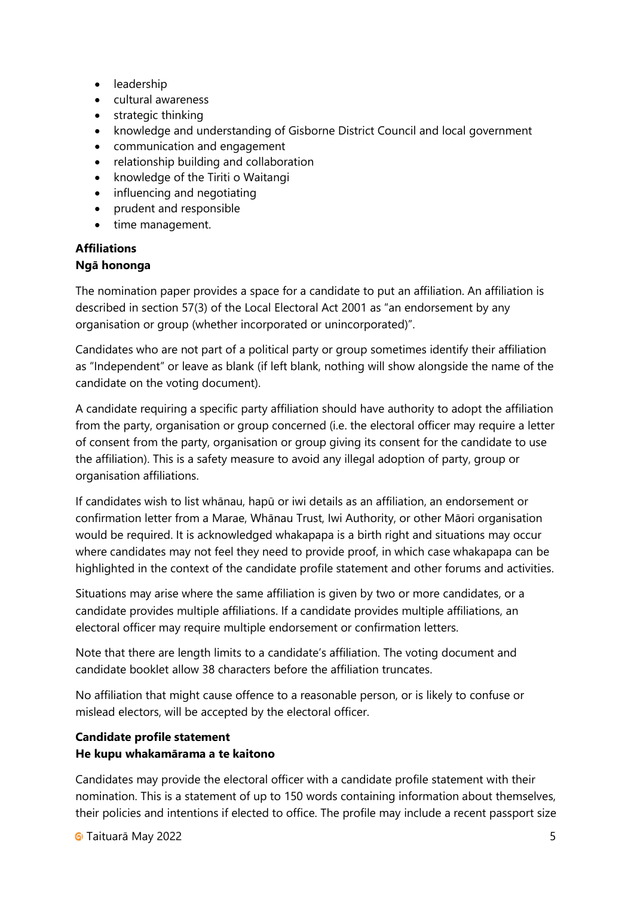- leadership
- cultural awareness
- strategic thinking
- knowledge and understanding of Gisborne District Council and local government
- communication and engagement
- relationship building and collaboration
- knowledge of the Tiriti o Waitangi
- influencing and negotiating
- prudent and responsible
- time management.

**Affiliations**
**Ngā hononga**

The nomination paper provides a space for a candidate to put an affiliation. An affiliation is described in section 57(3) of the Local Electoral Act 2001 as "an endorsement by any organisation or group (whether incorporated or unincorporated)".

Candidates who are not part of a political party or group sometimes identify their affiliation as "Independent" or leave as blank (if left blank, nothing will show alongside the name of the candidate on the voting document).

A candidate requiring a specific party affiliation should have authority to adopt the affiliation from the party, organisation or group concerned (i.e. the electoral officer may require a letter of consent from the party, organisation or group giving its consent for the candidate to use the affiliation). This is a safety measure to avoid any illegal adoption of party, group or organisation affiliations.

If candidates wish to list whānau, hapū or iwi details as an affiliation, an endorsement or confirmation letter from a Marae, Whānau Trust, Iwi Authority, or other Māori organisation would be required. It is acknowledged whakapapa is a birth right and situations may occur where candidates may not feel they need to provide proof, in which case whakapapa can be highlighted in the context of the candidate profile statement and other forums and activities.

Situations may arise where the same affiliation is given by two or more candidates, or a candidate provides multiple affiliations. If a candidate provides multiple affiliations, an electoral officer may require multiple endorsement or confirmation letters.

Note that there are length limits to a candidate's affiliation. The voting document and candidate booklet allow 38 characters before the affiliation truncates.

No affiliation that might cause offence to a reasonable person, or is likely to confuse or mislead electors, will be accepted by the electoral officer.

**Candidate profile statement**
**He kupu whakamārama a te kaitono**

Candidates may provide the electoral officer with a candidate profile statement with their nomination. This is a statement of up to 150 words containing information about themselves, their policies and intentions if elected to office. The profile may include a recent passport size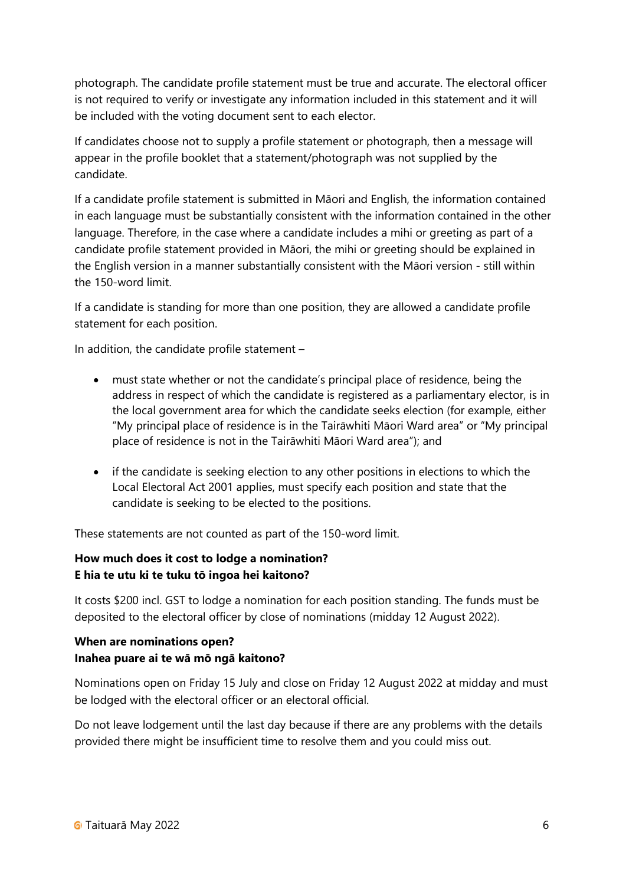photograph. The candidate profile statement must be true and accurate. The electoral officer is not required to verify or investigate any information included in this statement and it will be included with the voting document sent to each elector.

If candidates choose not to supply a profile statement or photograph, then a message will appear in the profile booklet that a statement/photograph was not supplied by the candidate.

If a candidate profile statement is submitted in Māori and English, the information contained in each language must be substantially consistent with the information contained in the other language. Therefore, in the case where a candidate includes a mihi or greeting as part of a candidate profile statement provided in Māori, the mihi or greeting should be explained in the English version in a manner substantially consistent with the Māori version - still within the 150-word limit.

If a candidate is standing for more than one position, they are allowed a candidate profile statement for each position.

In addition, the candidate profile statement –

- must state whether or not the candidate's principal place of residence, being the address in respect of which the candidate is registered as a parliamentary elector, is in the local government area for which the candidate seeks election (for example, either "My principal place of residence is in the Tairāwhiti Māori Ward area" or "My principal place of residence is not in the Tairāwhiti Māori Ward area"); and
- if the candidate is seeking election to any other positions in elections to which the Local Electoral Act 2001 applies, must specify each position and state that the candidate is seeking to be elected to the positions.

These statements are not counted as part of the 150-word limit.

**How much does it cost to lodge a nomination?**
**E hia te utu ki te tuku tō ingoa hei kaitono?**

It costs $200 incl. GST to lodge a nomination for each position standing. The funds must be deposited to the electoral officer by close of nominations (midday 12 August 2022).

**When are nominations open?**
**Inahea puare ai te wā mō ngā kaitono?**

Nominations open on Friday 15 July and close on Friday 12 August 2022 at midday and must be lodged with the electoral officer or an electoral official.

Do not leave lodgement until the last day because if there are any problems with the details provided there might be insufficient time to resolve them and you could miss out.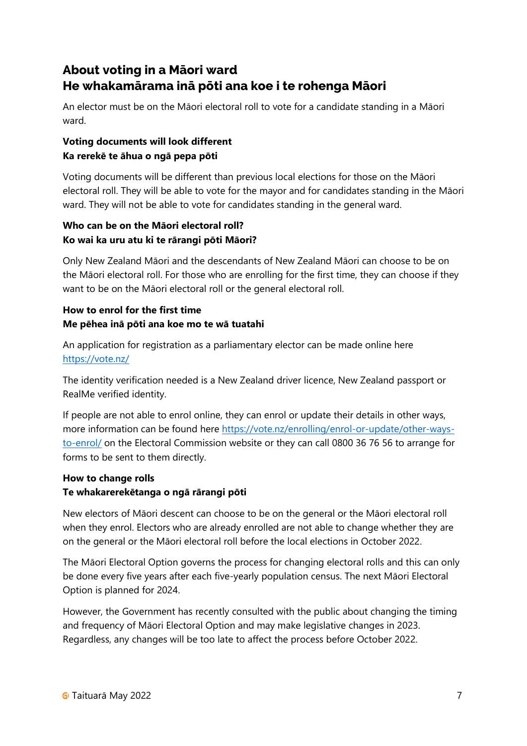## About voting in a Māori ward
## He whakamārama inā pōti ana koe i te rohenga Māori

An elector must be on the Māori electoral roll to vote for a candidate standing in a Māori ward.

### Voting documents will look different
### Ka rerekē te āhua o ngā pepa pōti

Voting documents will be different than previous local elections for those on the Māori electoral roll. They will be able to vote for the mayor and for candidates standing in the Māori ward. They will not be able to vote for candidates standing in the general ward.

### Who can be on the Māori electoral roll?
### Ko wai ka uru atu ki te rārangi pōti Māori?

Only New Zealand Māori and the descendants of New Zealand Māori can choose to be on the Māori electoral roll. For those who are enrolling for the first time, they can choose if they want to be on the Māori electoral roll or the general electoral roll.

### How to enrol for the first time
### Me pēhea inā pōti ana koe mo te wā tuatahi

An application for registration as a parliamentary elector can be made online here https://vote.nz/

The identity verification needed is a New Zealand driver licence, New Zealand passport or RealMe verified identity.

If people are not able to enrol online, they can enrol or update their details in other ways, more information can be found here https://vote.nz/enrolling/enrol-or-update/other-ways-to-enrol/ on the Electoral Commission website or they can call 0800 36 76 56 to arrange for forms to be sent to them directly.

### How to change rolls
### Te whakarerekētanga o ngā rārangi pōti

New electors of Māori descent can choose to be on the general or the Māori electoral roll when they enrol. Electors who are already enrolled are not able to change whether they are on the general or the Māori electoral roll before the local elections in October 2022.

The Māori Electoral Option governs the process for changing electoral rolls and this can only be done every five years after each five-yearly population census. The next Māori Electoral Option is planned for 2024.

However, the Government has recently consulted with the public about changing the timing and frequency of Māori Electoral Option and may make legislative changes in 2023. Regardless, any changes will be too late to affect the process before October 2022.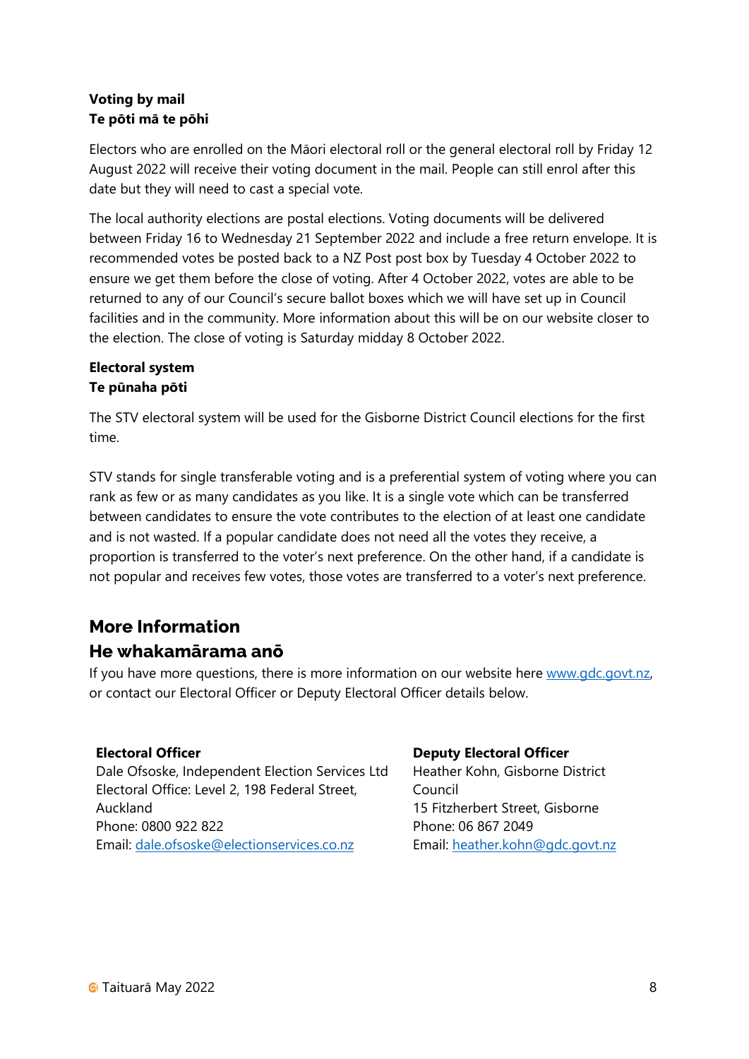**Voting by mail**
**Te pōti mā te pōhi**

Electors who are enrolled on the Māori electoral roll or the general electoral roll by Friday 12 August 2022 will receive their voting document in the mail. People can still enrol after this date but they will need to cast a special vote.

The local authority elections are postal elections. Voting documents will be delivered between Friday 16 to Wednesday 21 September 2022 and include a free return envelope. It is recommended votes be posted back to a NZ Post post box by Tuesday 4 October 2022 to ensure we get them before the close of voting. After 4 October 2022, votes are able to be returned to any of our Council's secure ballot boxes which we will have set up in Council facilities and in the community. More information about this will be on our website closer to the election. The close of voting is Saturday midday 8 October 2022.

**Electoral system**
**Te pūnaha pōti**

The STV electoral system will be used for the Gisborne District Council elections for the first time.

STV stands for single transferable voting and is a preferential system of voting where you can rank as few or as many candidates as you like. It is a single vote which can be transferred between candidates to ensure the vote contributes to the election of at least one candidate and is not wasted. If a popular candidate does not need all the votes they receive, a proportion is transferred to the voter's next preference. On the other hand, if a candidate is not popular and receives few votes, those votes are transferred to a voter's next preference.

## More Information
## He whakamārama anō

If you have more questions, there is more information on our website here [www.gdc.govt.nz](http://www.gdc.govt.nz), or contact our Electoral Officer or Deputy Electoral Officer details below.

**Electoral Officer**
Dale Ofsoske, Independent Election Services Ltd
Electoral Office: Level 2, 198 Federal Street, Auckland
Phone: 0800 922 822
Email: [dale.ofsoske@electionservices.co.nz](mailto:dale.ofsoske@electionservices.co.nz)

**Deputy Electoral Officer**
Heather Kohn, Gisborne District Council
15 Fitzherbert Street, Gisborne
Phone: 06 867 2049
Email: [heather.kohn@gdc.govt.nz](mailto:heather.kohn@gdc.govt.nz)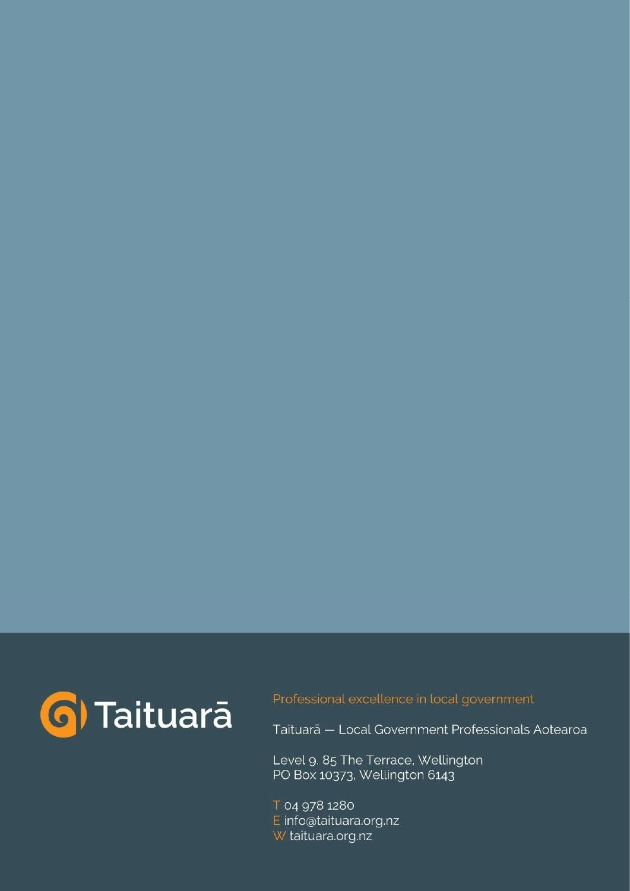Taituarā

Professional excellence in local government

Taituarā — Local Government Professionals Aotearoa

Level 9, 85 The Terrace, Wellington
PO Box 10373, Wellington 6143

T 04 978 1280
E info@taituara.org.nz
W taituara.org.nz